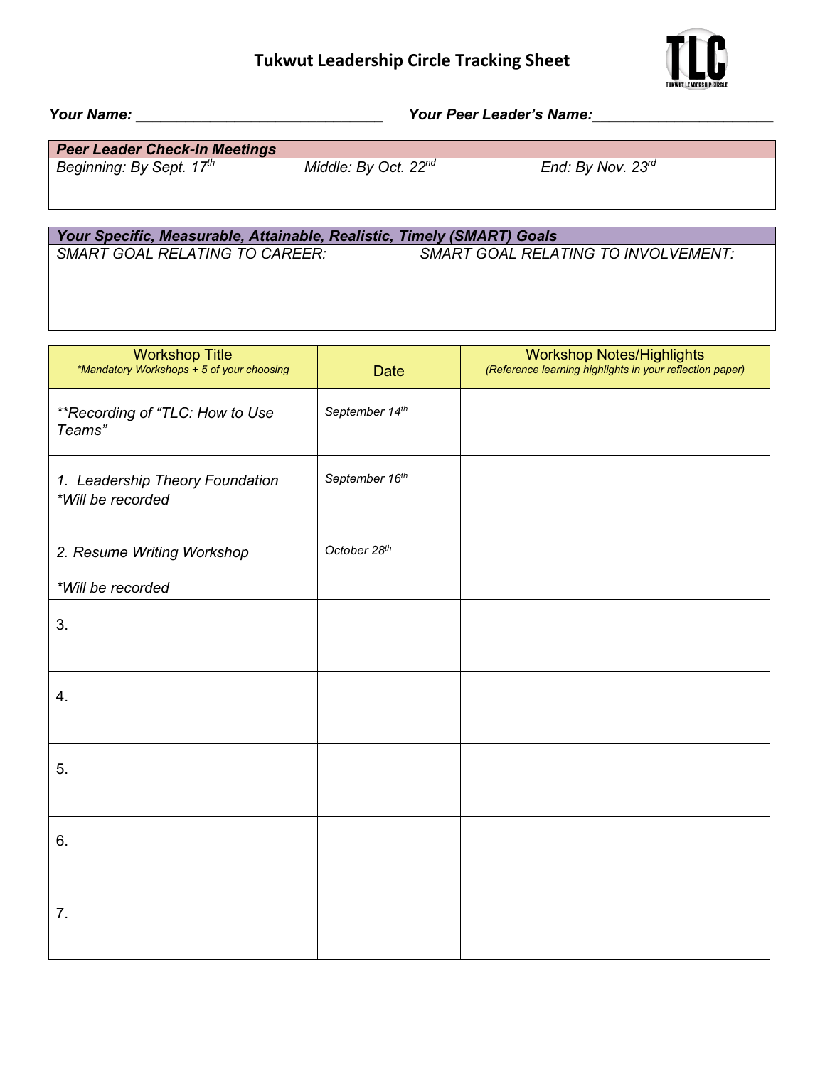# Tukwut Leadership Circle Tracking Sheet

TLC
TUKWUT LEADERSHIP CIRCLE

***Your Name:*** ______________________________ ***Your Peer Leader's Name:***______________________

| ***Peer Leader Check-In Meetings*** | | |
|---|---|---|
| *Beginning: By Sept. 17th* | *Middle: By Oct. 22nd* | *End: By Nov. 23rd* |

| ***Your Specific, Measurable, Attainable, Realistic, Timely (SMART) Goals*** | |
|---|---|
| *SMART GOAL RELATING TO CAREER:* | *SMART GOAL RELATING TO INVOLVEMENT:* |

| Workshop Title *\*Mandatory Workshops + 5 of your choosing* | Date | Workshop Notes/Highlights *(Reference learning highlights in your reflection paper)* |
|---|---|---|
| *\*\*Recording of "TLC: How to Use Teams"* | *September 14th* | |
| *1. Leadership Theory Foundation \*Will be recorded* | *September 16th* | |
| *2. Resume Writing Workshop \*Will be recorded* | *October 28th* | |
| 3. | | |
| 4. | | |
| 5. | | |
| 6. | | |
| 7. | | |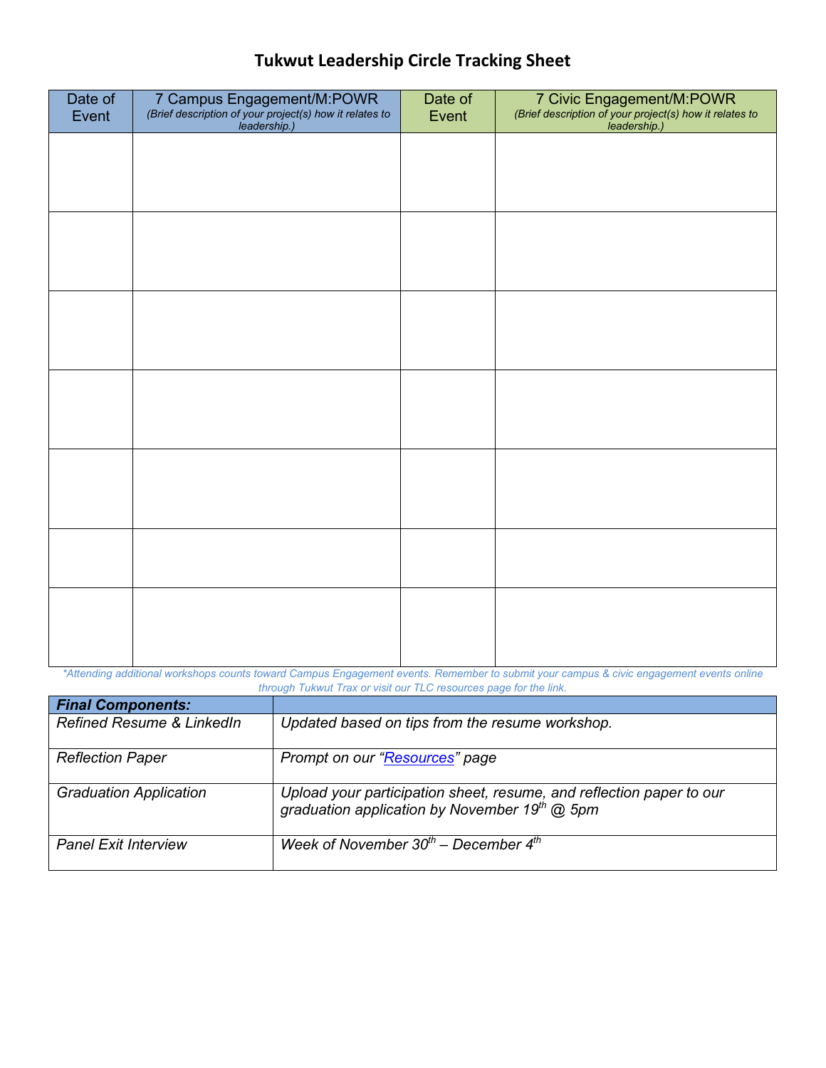# Tukwut Leadership Circle Tracking Sheet

| Date of Event | 7 Campus Engagement/M:POWR *(Brief description of your project(s) how it relates to leadership.)* | Date of Event | 7 Civic Engagement/M:POWR *(Brief description of your project(s) how it relates to leadership.)* |
|---|---|---|---|
| | | | |
| | | | |
| | | | |
| | | | |
| | | | |
| | | | |
| | | | |

*\*Attending additional workshops counts toward Campus Engagement events. Remember to submit your campus & civic engagement events online through Tukwut Trax or visit our TLC resources page for the link.*

| ***Final Components:*** | |
|---|---|
| *Refined Resume & LinkedIn* | *Updated based on tips from the resume workshop.* |
| *Reflection Paper* | *Prompt on our "Resources" page* |
| *Graduation Application* | *Upload your participation sheet, resume, and reflection paper to our graduation application by November 19th @ 5pm* |
| *Panel Exit Interview* | *Week of November 30th – December 4th* |